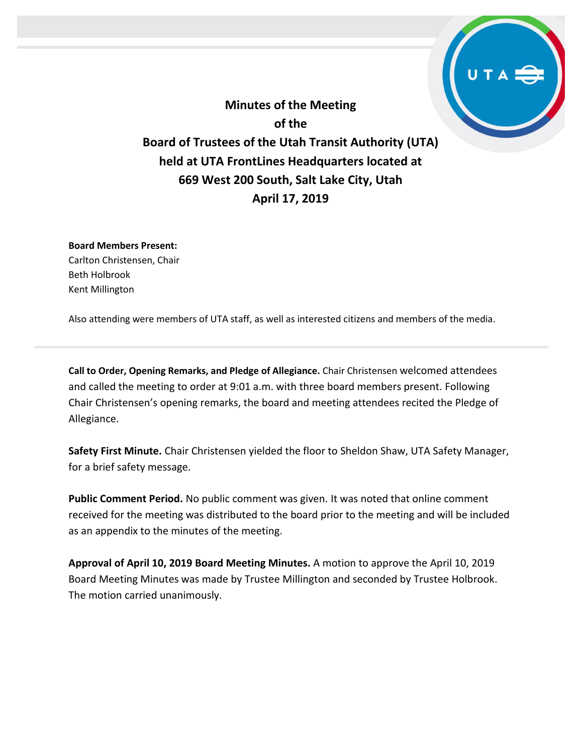# Minutes of the Meeting of the Board of Trustees of the Utah Transit Authority (UTA) held at UTA FrontLines Headquarters located at 669 West 200 South, Salt Lake City, Utah April 17, 2019

**Board Members Present:**
Carlton Christensen, Chair
Beth Holbrook
Kent Millington

Also attending were members of UTA staff, as well as interested citizens and members of the media.

**Call to Order, Opening Remarks, and Pledge of Allegiance.** Chair Christensen welcomed attendees and called the meeting to order at 9:01 a.m. with three board members present. Following Chair Christensen's opening remarks, the board and meeting attendees recited the Pledge of Allegiance.

**Safety First Minute.** Chair Christensen yielded the floor to Sheldon Shaw, UTA Safety Manager, for a brief safety message.

**Public Comment Period.** No public comment was given. It was noted that online comment received for the meeting was distributed to the board prior to the meeting and will be included as an appendix to the minutes of the meeting.

**Approval of April 10, 2019 Board Meeting Minutes.** A motion to approve the April 10, 2019 Board Meeting Minutes was made by Trustee Millington and seconded by Trustee Holbrook. The motion carried unanimously.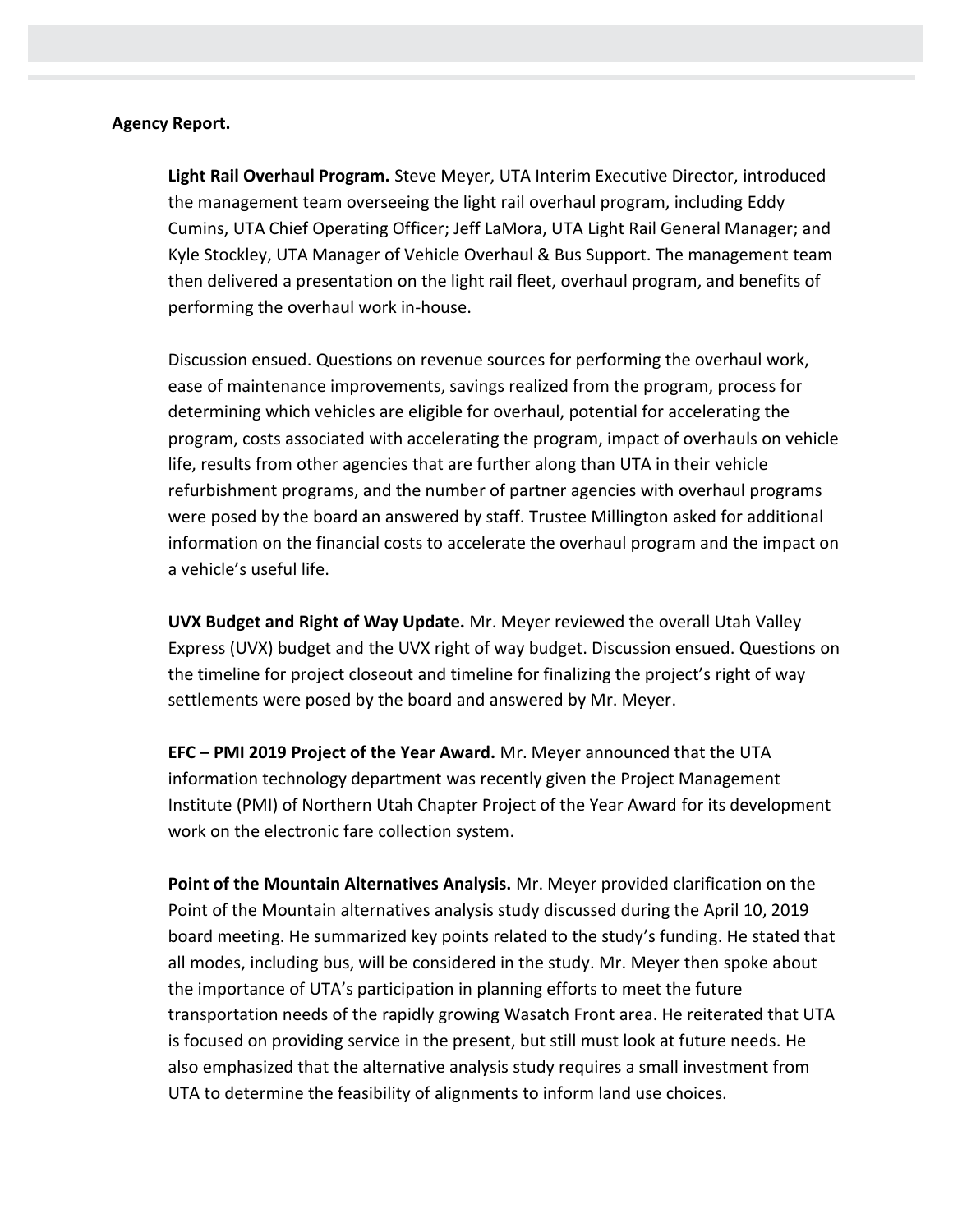**Agency Report.**

**Light Rail Overhaul Program.** Steve Meyer, UTA Interim Executive Director, introduced the management team overseeing the light rail overhaul program, including Eddy Cumins, UTA Chief Operating Officer; Jeff LaMora, UTA Light Rail General Manager; and Kyle Stockley, UTA Manager of Vehicle Overhaul & Bus Support. The management team then delivered a presentation on the light rail fleet, overhaul program, and benefits of performing the overhaul work in-house.

Discussion ensued. Questions on revenue sources for performing the overhaul work, ease of maintenance improvements, savings realized from the program, process for determining which vehicles are eligible for overhaul, potential for accelerating the program, costs associated with accelerating the program, impact of overhauls on vehicle life, results from other agencies that are further along than UTA in their vehicle refurbishment programs, and the number of partner agencies with overhaul programs were posed by the board an answered by staff. Trustee Millington asked for additional information on the financial costs to accelerate the overhaul program and the impact on a vehicle's useful life.

**UVX Budget and Right of Way Update.** Mr. Meyer reviewed the overall Utah Valley Express (UVX) budget and the UVX right of way budget. Discussion ensued. Questions on the timeline for project closeout and timeline for finalizing the project's right of way settlements were posed by the board and answered by Mr. Meyer.

**EFC – PMI 2019 Project of the Year Award.** Mr. Meyer announced that the UTA information technology department was recently given the Project Management Institute (PMI) of Northern Utah Chapter Project of the Year Award for its development work on the electronic fare collection system.

**Point of the Mountain Alternatives Analysis.** Mr. Meyer provided clarification on the Point of the Mountain alternatives analysis study discussed during the April 10, 2019 board meeting. He summarized key points related to the study's funding. He stated that all modes, including bus, will be considered in the study. Mr. Meyer then spoke about the importance of UTA's participation in planning efforts to meet the future transportation needs of the rapidly growing Wasatch Front area. He reiterated that UTA is focused on providing service in the present, but still must look at future needs. He also emphasized that the alternative analysis study requires a small investment from UTA to determine the feasibility of alignments to inform land use choices.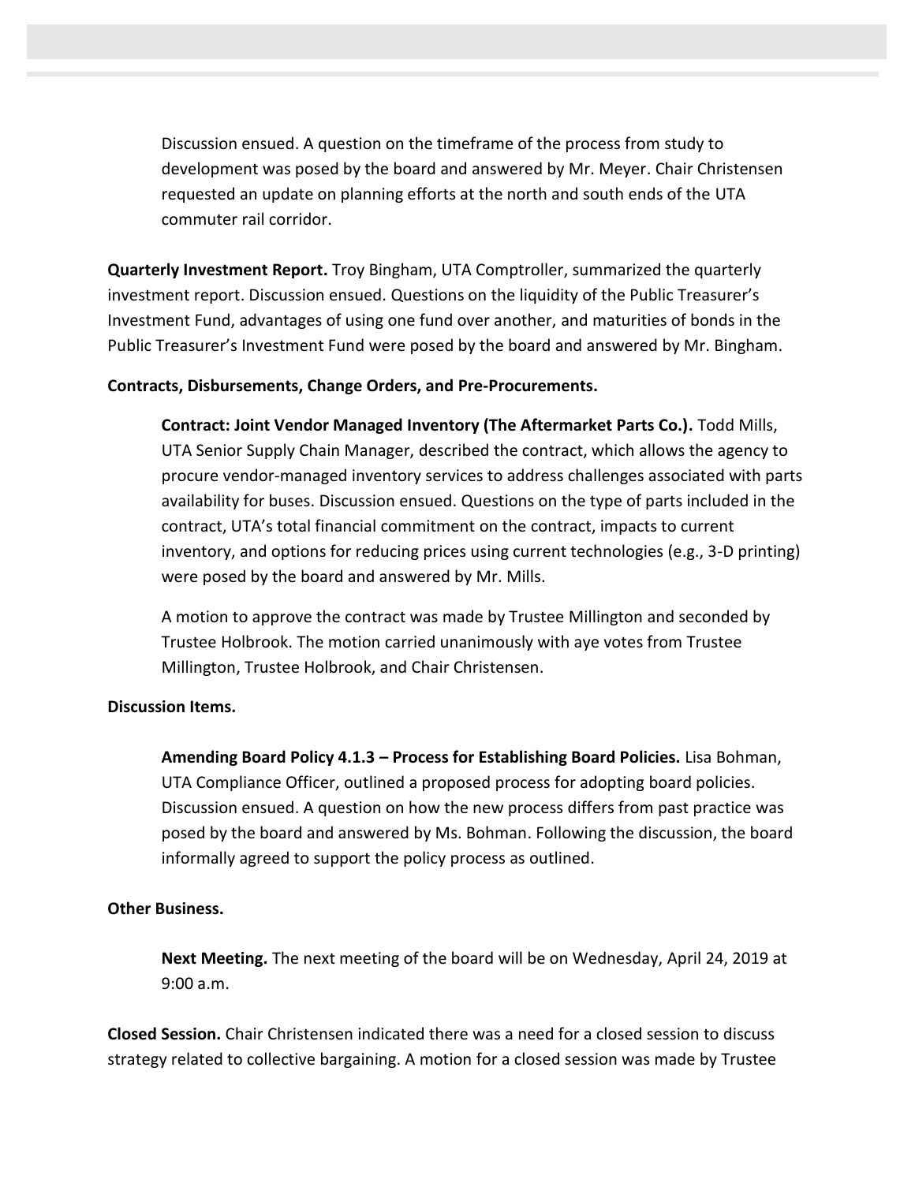Discussion ensued. A question on the timeframe of the process from study to development was posed by the board and answered by Mr. Meyer. Chair Christensen requested an update on planning efforts at the north and south ends of the UTA commuter rail corridor.

**Quarterly Investment Report.** Troy Bingham, UTA Comptroller, summarized the quarterly investment report. Discussion ensued. Questions on the liquidity of the Public Treasurer's Investment Fund, advantages of using one fund over another, and maturities of bonds in the Public Treasurer's Investment Fund were posed by the board and answered by Mr. Bingham.

**Contracts, Disbursements, Change Orders, and Pre-Procurements.**

**Contract: Joint Vendor Managed Inventory (The Aftermarket Parts Co.).** Todd Mills, UTA Senior Supply Chain Manager, described the contract, which allows the agency to procure vendor-managed inventory services to address challenges associated with parts availability for buses. Discussion ensued. Questions on the type of parts included in the contract, UTA's total financial commitment on the contract, impacts to current inventory, and options for reducing prices using current technologies (e.g., 3-D printing) were posed by the board and answered by Mr. Mills.

A motion to approve the contract was made by Trustee Millington and seconded by Trustee Holbrook. The motion carried unanimously with aye votes from Trustee Millington, Trustee Holbrook, and Chair Christensen.

**Discussion Items.**

**Amending Board Policy 4.1.3 – Process for Establishing Board Policies.** Lisa Bohman, UTA Compliance Officer, outlined a proposed process for adopting board policies. Discussion ensued. A question on how the new process differs from past practice was posed by the board and answered by Ms. Bohman. Following the discussion, the board informally agreed to support the policy process as outlined.

**Other Business.**

**Next Meeting.** The next meeting of the board will be on Wednesday, April 24, 2019 at 9:00 a.m.

**Closed Session.** Chair Christensen indicated there was a need for a closed session to discuss strategy related to collective bargaining. A motion for a closed session was made by Trustee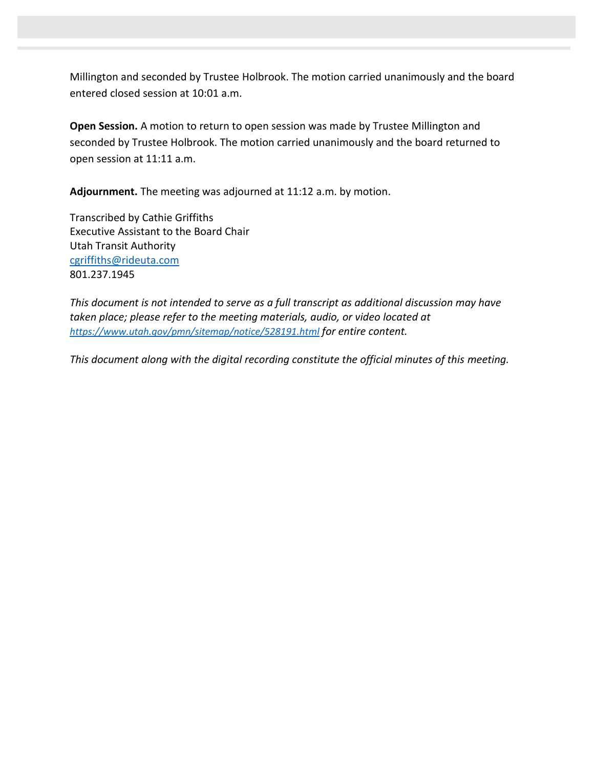Millington and seconded by Trustee Holbrook. The motion carried unanimously and the board entered closed session at 10:01 a.m.

**Open Session.** A motion to return to open session was made by Trustee Millington and seconded by Trustee Holbrook. The motion carried unanimously and the board returned to open session at 11:11 a.m.

**Adjournment.** The meeting was adjourned at 11:12 a.m. by motion.

Transcribed by Cathie Griffiths
Executive Assistant to the Board Chair
Utah Transit Authority
cgriffiths@rideuta.com
801.237.1945

*This document is not intended to serve as a full transcript as additional discussion may have taken place; please refer to the meeting materials, audio, or video located at https://www.utah.gov/pmn/sitemap/notice/528191.html for entire content.*

*This document along with the digital recording constitute the official minutes of this meeting.*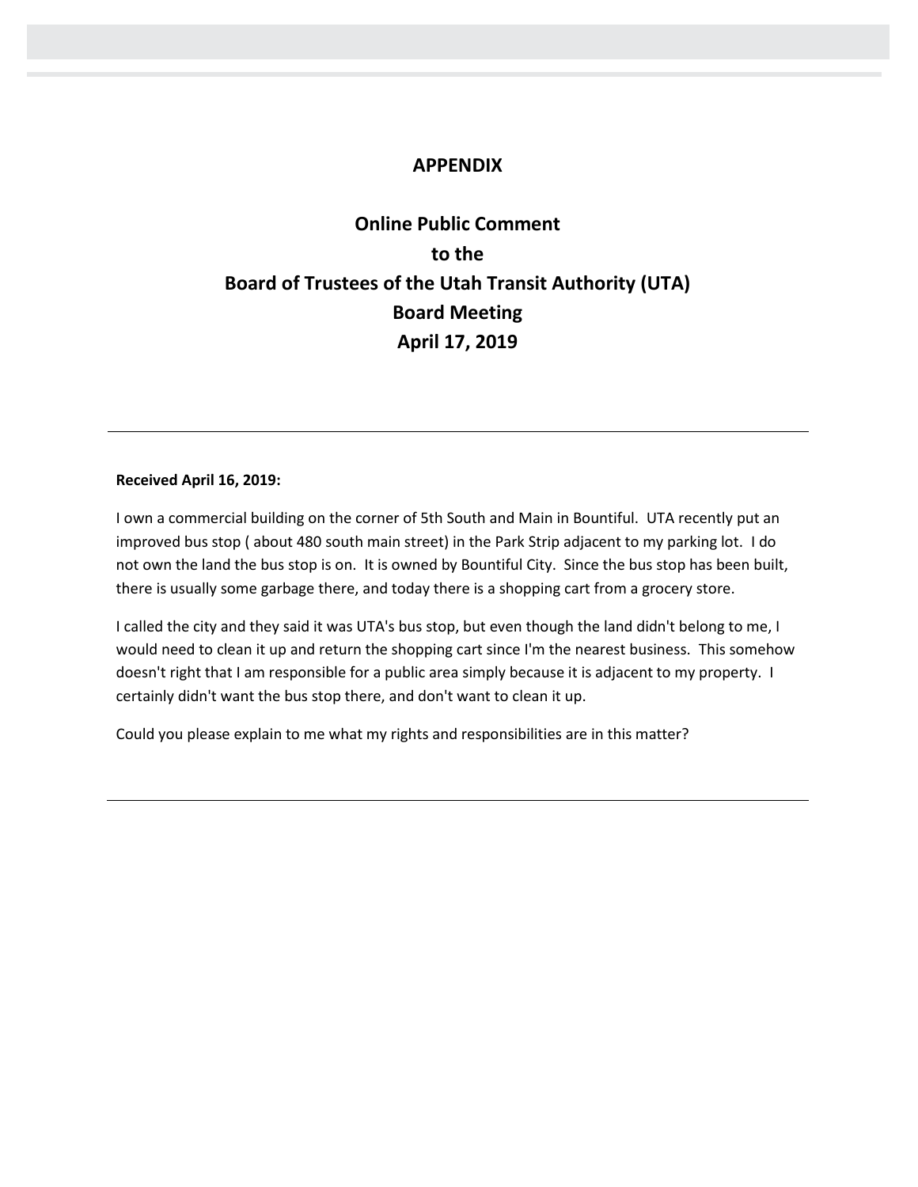# APPENDIX

## Online Public Comment
## to the
## Board of Trustees of the Utah Transit Authority (UTA)
## Board Meeting
## April 17, 2019

---

**Received April 16, 2019:**

I own a commercial building on the corner of 5th South and Main in Bountiful. UTA recently put an improved bus stop ( about 480 south main street) in the Park Strip adjacent to my parking lot. I do not own the land the bus stop is on. It is owned by Bountiful City. Since the bus stop has been built, there is usually some garbage there, and today there is a shopping cart from a grocery store.

I called the city and they said it was UTA's bus stop, but even though the land didn't belong to me, I would need to clean it up and return the shopping cart since I'm the nearest business. This somehow doesn't right that I am responsible for a public area simply because it is adjacent to my property. I certainly didn't want the bus stop there, and don't want to clean it up.

Could you please explain to me what my rights and responsibilities are in this matter?

---